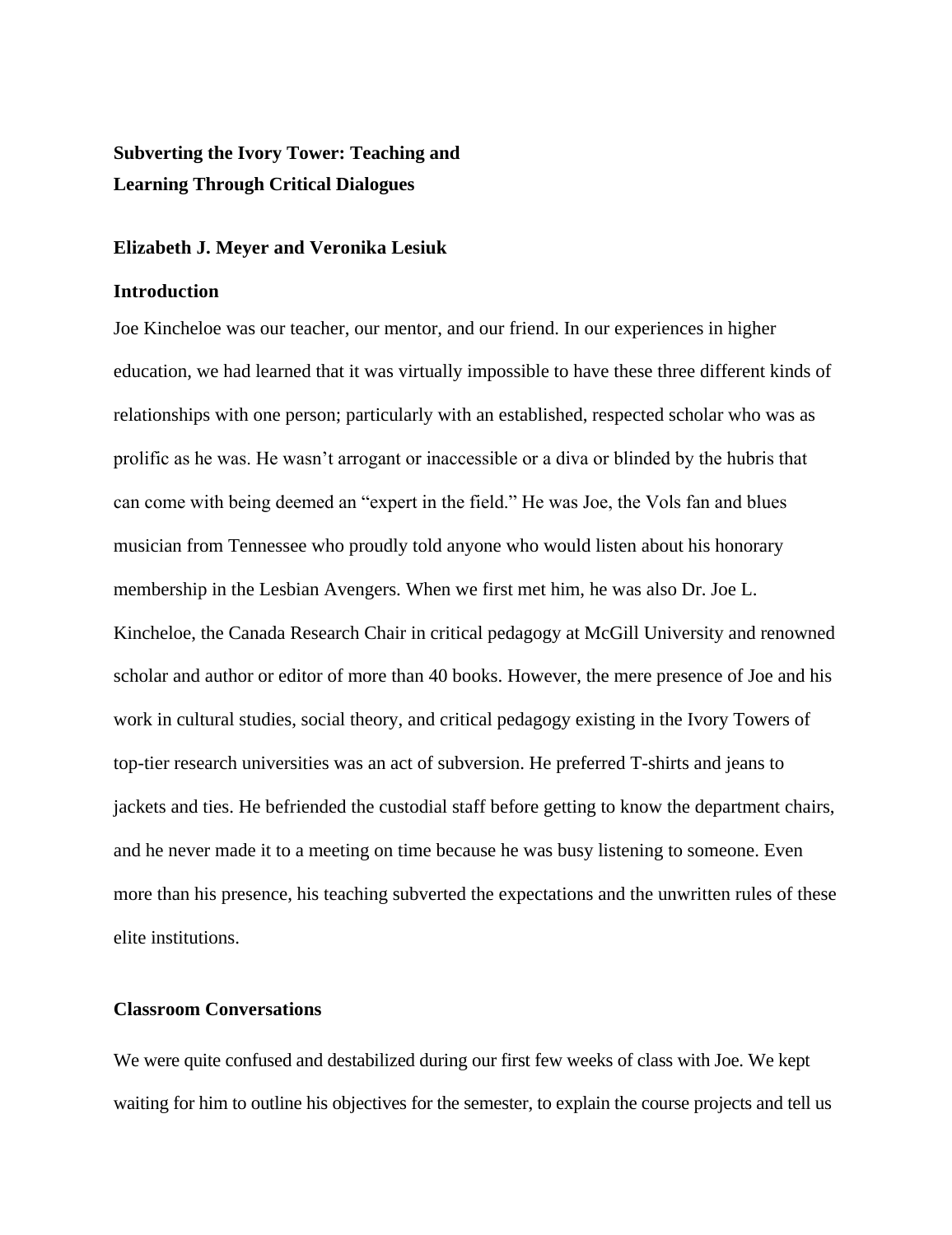# Subverting the Ivory Tower: Teaching and Learning Through Critical Dialogues

**Elizabeth J. Meyer and Veronika Lesiuk**

## Introduction

Joe Kincheloe was our teacher, our mentor, and our friend. In our experiences in higher education, we had learned that it was virtually impossible to have these three different kinds of relationships with one person; particularly with an established, respected scholar who was as prolific as he was. He wasn't arrogant or inaccessible or a diva or blinded by the hubris that can come with being deemed an "expert in the field." He was Joe, the Vols fan and blues musician from Tennessee who proudly told anyone who would listen about his honorary membership in the Lesbian Avengers. When we first met him, he was also Dr. Joe L. Kincheloe, the Canada Research Chair in critical pedagogy at McGill University and renowned scholar and author or editor of more than 40 books. However, the mere presence of Joe and his work in cultural studies, social theory, and critical pedagogy existing in the Ivory Towers of top-tier research universities was an act of subversion. He preferred T-shirts and jeans to jackets and ties. He befriended the custodial staff before getting to know the department chairs, and he never made it to a meeting on time because he was busy listening to someone. Even more than his presence, his teaching subverted the expectations and the unwritten rules of these elite institutions.

## Classroom Conversations

We were quite confused and destabilized during our first few weeks of class with Joe. We kept waiting for him to outline his objectives for the semester, to explain the course projects and tell us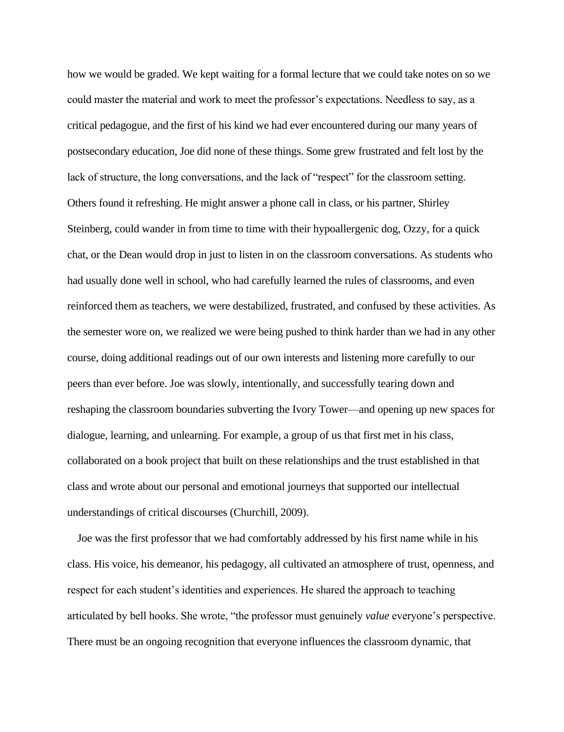how we would be graded. We kept waiting for a formal lecture that we could take notes on so we could master the material and work to meet the professor's expectations. Needless to say, as a critical pedagogue, and the first of his kind we had ever encountered during our many years of postsecondary education, Joe did none of these things. Some grew frustrated and felt lost by the lack of structure, the long conversations, and the lack of "respect" for the classroom setting. Others found it refreshing. He might answer a phone call in class, or his partner, Shirley Steinberg, could wander in from time to time with their hypoallergenic dog, Ozzy, for a quick chat, or the Dean would drop in just to listen in on the classroom conversations. As students who had usually done well in school, who had carefully learned the rules of classrooms, and even reinforced them as teachers, we were destabilized, frustrated, and confused by these activities. As the semester wore on, we realized we were being pushed to think harder than we had in any other course, doing additional readings out of our own interests and listening more carefully to our peers than ever before. Joe was slowly, intentionally, and successfully tearing down and reshaping the classroom boundaries subverting the Ivory Tower—and opening up new spaces for dialogue, learning, and unlearning. For example, a group of us that first met in his class, collaborated on a book project that built on these relationships and the trust established in that class and wrote about our personal and emotional journeys that supported our intellectual understandings of critical discourses (Churchill, 2009).

Joe was the first professor that we had comfortably addressed by his first name while in his class. His voice, his demeanor, his pedagogy, all cultivated an atmosphere of trust, openness, and respect for each student's identities and experiences. He shared the approach to teaching articulated by bell hooks. She wrote, "the professor must genuinely *value* everyone's perspective. There must be an ongoing recognition that everyone influences the classroom dynamic, that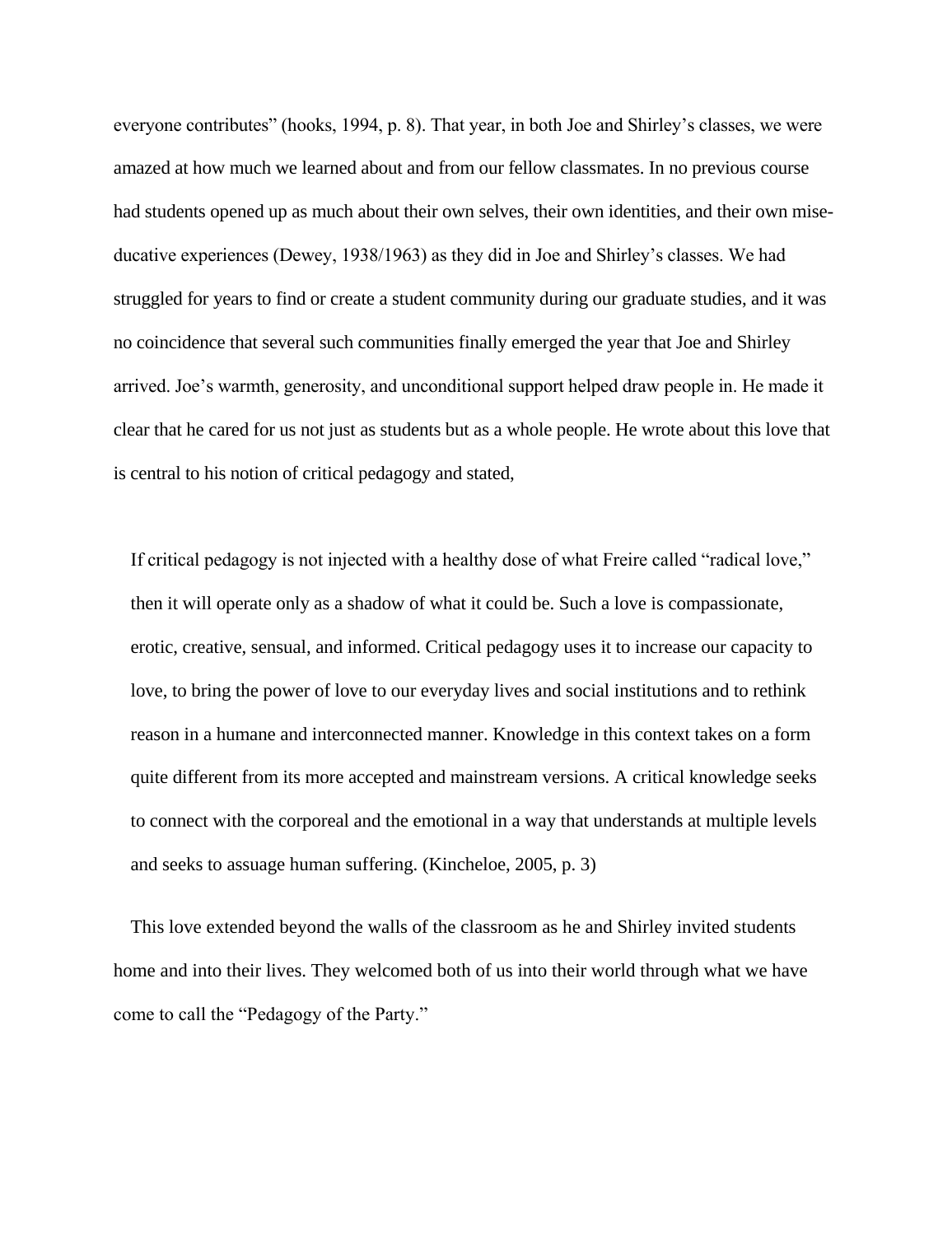everyone contributes" (hooks, 1994, p. 8). That year, in both Joe and Shirley's classes, we were amazed at how much we learned about and from our fellow classmates. In no previous course had students opened up as much about their own selves, their own identities, and their own mise-ducative experiences (Dewey, 1938/1963) as they did in Joe and Shirley's classes. We had struggled for years to find or create a student community during our graduate studies, and it was no coincidence that several such communities finally emerged the year that Joe and Shirley arrived. Joe's warmth, generosity, and unconditional support helped draw people in. He made it clear that he cared for us not just as students but as a whole people. He wrote about this love that is central to his notion of critical pedagogy and stated,

> If critical pedagogy is not injected with a healthy dose of what Freire called "radical love," then it will operate only as a shadow of what it could be. Such a love is compassionate, erotic, creative, sensual, and informed. Critical pedagogy uses it to increase our capacity to love, to bring the power of love to our everyday lives and social institutions and to rethink reason in a humane and interconnected manner. Knowledge in this context takes on a form quite different from its more accepted and mainstream versions. A critical knowledge seeks to connect with the corporeal and the emotional in a way that understands at multiple levels and seeks to assuage human suffering. (Kincheloe, 2005, p. 3)

This love extended beyond the walls of the classroom as he and Shirley invited students home and into their lives. They welcomed both of us into their world through what we have come to call the "Pedagogy of the Party."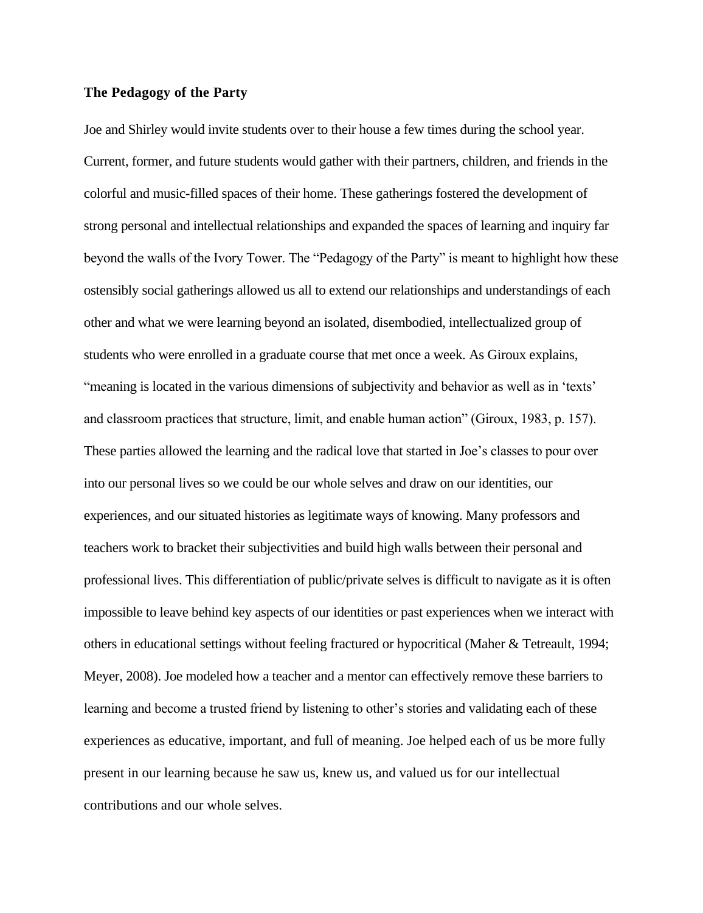### The Pedagogy of the Party

Joe and Shirley would invite students over to their house a few times during the school year. Current, former, and future students would gather with their partners, children, and friends in the colorful and music-filled spaces of their home. These gatherings fostered the development of strong personal and intellectual relationships and expanded the spaces of learning and inquiry far beyond the walls of the Ivory Tower. The "Pedagogy of the Party" is meant to highlight how these ostensibly social gatherings allowed us all to extend our relationships and understandings of each other and what we were learning beyond an isolated, disembodied, intellectualized group of students who were enrolled in a graduate course that met once a week. As Giroux explains, "meaning is located in the various dimensions of subjectivity and behavior as well as in 'texts' and classroom practices that structure, limit, and enable human action" (Giroux, 1983, p. 157). These parties allowed the learning and the radical love that started in Joe's classes to pour over into our personal lives so we could be our whole selves and draw on our identities, our experiences, and our situated histories as legitimate ways of knowing. Many professors and teachers work to bracket their subjectivities and build high walls between their personal and professional lives. This differentiation of public/private selves is difficult to navigate as it is often impossible to leave behind key aspects of our identities or past experiences when we interact with others in educational settings without feeling fractured or hypocritical (Maher & Tetreault, 1994; Meyer, 2008). Joe modeled how a teacher and a mentor can effectively remove these barriers to learning and become a trusted friend by listening to other's stories and validating each of these experiences as educative, important, and full of meaning. Joe helped each of us be more fully present in our learning because he saw us, knew us, and valued us for our intellectual contributions and our whole selves.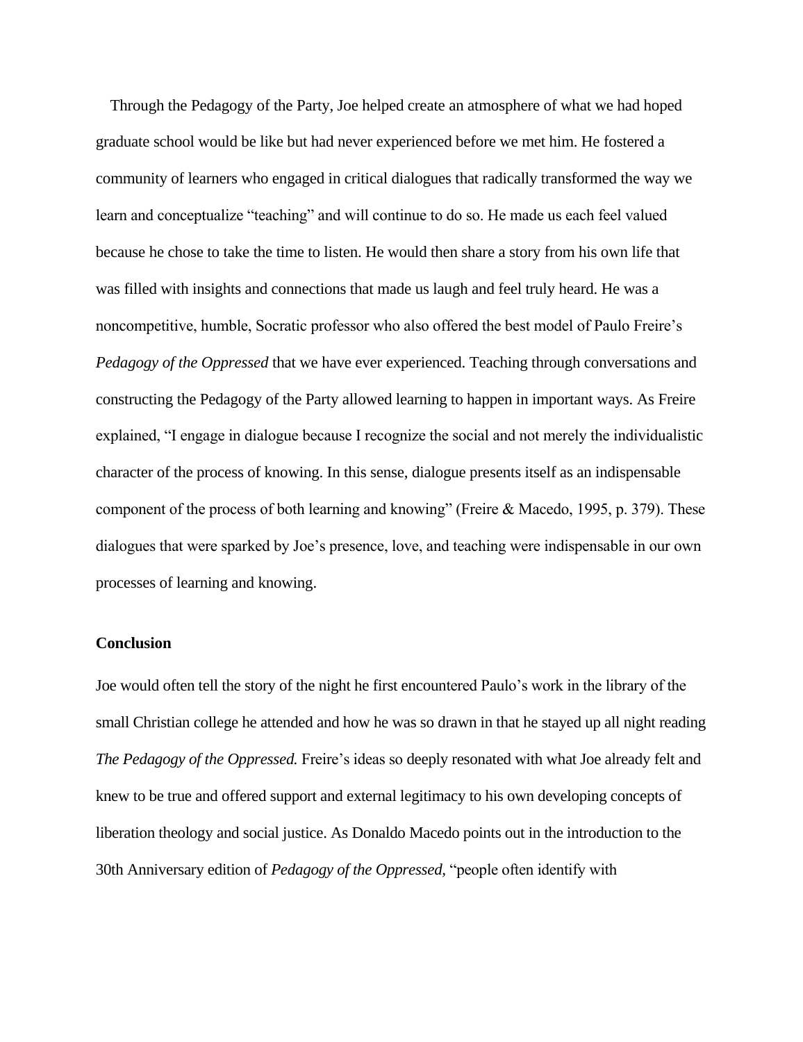Through the Pedagogy of the Party, Joe helped create an atmosphere of what we had hoped graduate school would be like but had never experienced before we met him. He fostered a community of learners who engaged in critical dialogues that radically transformed the way we learn and conceptualize "teaching" and will continue to do so. He made us each feel valued because he chose to take the time to listen. He would then share a story from his own life that was filled with insights and connections that made us laugh and feel truly heard. He was a noncompetitive, humble, Socratic professor who also offered the best model of Paulo Freire's *Pedagogy of the Oppressed* that we have ever experienced. Teaching through conversations and constructing the Pedagogy of the Party allowed learning to happen in important ways. As Freire explained, "I engage in dialogue because I recognize the social and not merely the individualistic character of the process of knowing. In this sense, dialogue presents itself as an indispensable component of the process of both learning and knowing" (Freire & Macedo, 1995, p. 379). These dialogues that were sparked by Joe's presence, love, and teaching were indispensable in our own processes of learning and knowing.

**Conclusion**

Joe would often tell the story of the night he first encountered Paulo's work in the library of the small Christian college he attended and how he was so drawn in that he stayed up all night reading *The Pedagogy of the Oppressed.* Freire's ideas so deeply resonated with what Joe already felt and knew to be true and offered support and external legitimacy to his own developing concepts of liberation theology and social justice. As Donaldo Macedo points out in the introduction to the 30th Anniversary edition of *Pedagogy of the Oppressed,* "people often identify with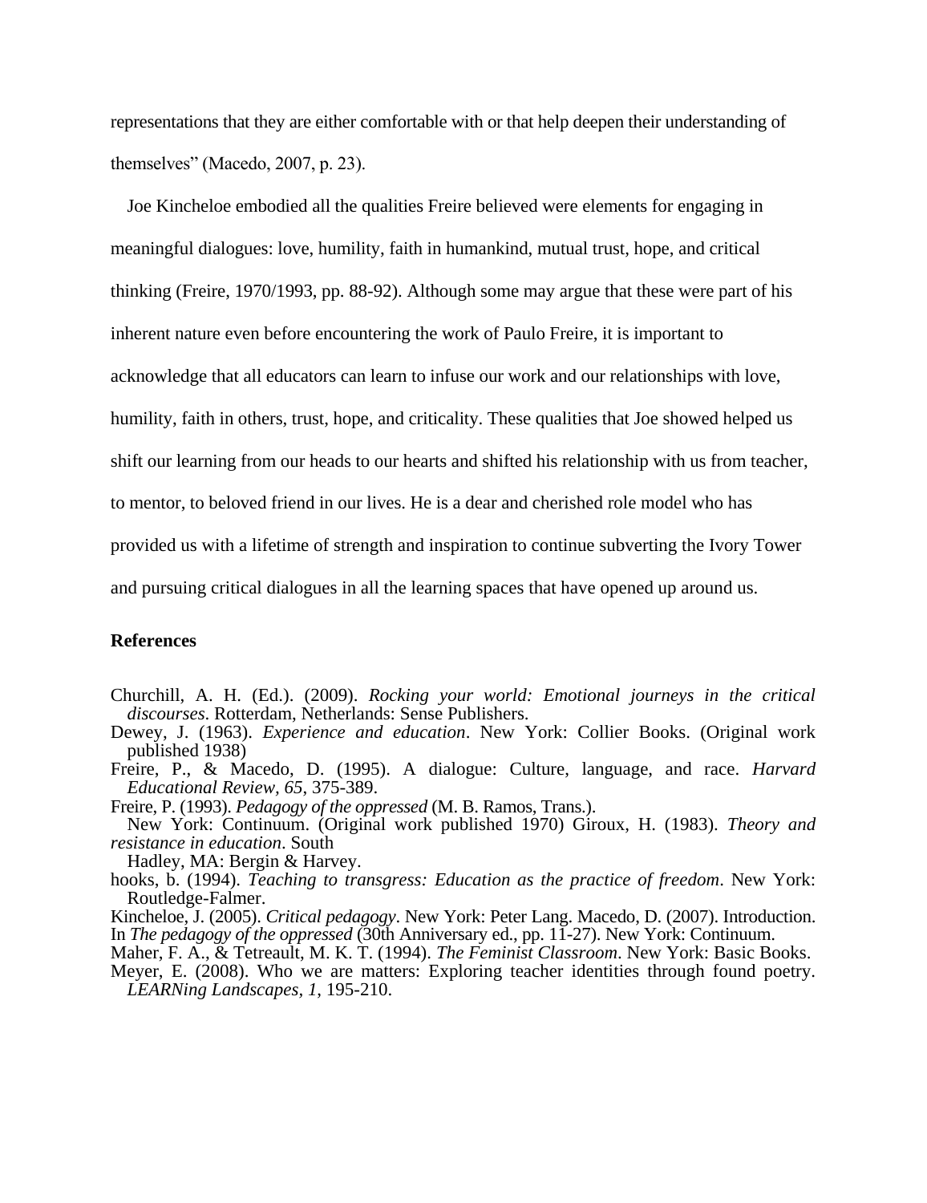representations that they are either comfortable with or that help deepen their understanding of themselves" (Macedo, 2007, p. 23).

Joe Kincheloe embodied all the qualities Freire believed were elements for engaging in meaningful dialogues: love, humility, faith in humankind, mutual trust, hope, and critical thinking (Freire, 1970/1993, pp. 88-92). Although some may argue that these were part of his inherent nature even before encountering the work of Paulo Freire, it is important to acknowledge that all educators can learn to infuse our work and our relationships with love, humility, faith in others, trust, hope, and criticality. These qualities that Joe showed helped us shift our learning from our heads to our hearts and shifted his relationship with us from teacher, to mentor, to beloved friend in our lives. He is a dear and cherished role model who has provided us with a lifetime of strength and inspiration to continue subverting the Ivory Tower and pursuing critical dialogues in all the learning spaces that have opened up around us.

**References**

Churchill, A. H. (Ed.). (2009). *Rocking your world: Emotional journeys in the critical discourses*. Rotterdam, Netherlands: Sense Publishers.

Dewey, J. (1963). *Experience and education*. New York: Collier Books. (Original work published 1938)

Freire, P., & Macedo, D. (1995). A dialogue: Culture, language, and race. *Harvard Educational Review*, *65*, 375-389.

Freire, P. (1993). *Pedagogy of the oppressed* (M. B. Ramos, Trans.). New York: Continuum. (Original work published 1970)

Giroux, H. (1983). *Theory and resistance in education*. South Hadley, MA: Bergin & Harvey.

hooks, b. (1994). *Teaching to transgress: Education as the practice of freedom*. New York: Routledge-Falmer.

Kincheloe, J. (2005). *Critical pedagogy*. New York: Peter Lang.

Macedo, D. (2007). Introduction. In *The pedagogy of the oppressed* (30th Anniversary ed., pp. 11-27). New York: Continuum.

Maher, F. A., & Tetreault, M. K. T. (1994). *The Feminist Classroom*. New York: Basic Books.

Meyer, E. (2008). Who we are matters: Exploring teacher identities through found poetry. *LEARNing Landscapes*, *1*, 195-210.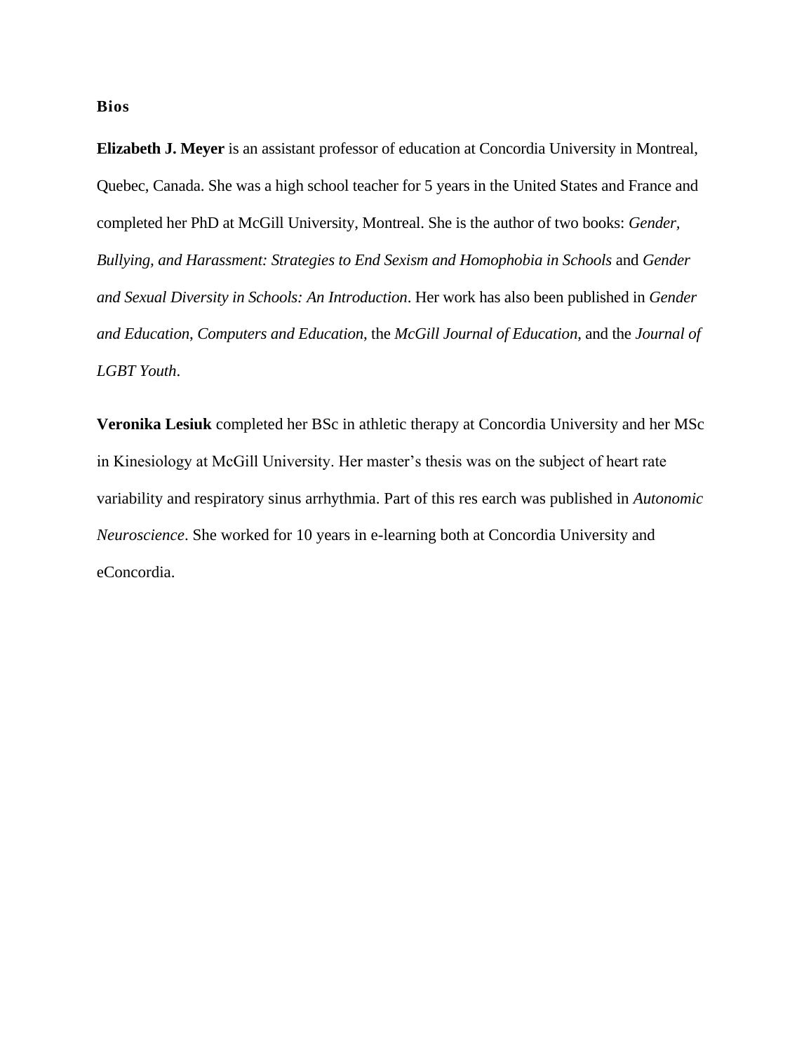**Bios**

**Elizabeth J. Meyer** is an assistant professor of education at Concordia University in Montreal, Quebec, Canada. She was a high school teacher for 5 years in the United States and France and completed her PhD at McGill University, Montreal. She is the author of two books: *Gender, Bullying, and Harassment: Strategies to End Sexism and Homophobia in Schools* and *Gender and Sexual Diversity in Schools: An Introduction*. Her work has also been published in *Gender and Education*, *Computers and Education*, the *McGill Journal of Education*, and the *Journal of LGBT Youth*.

**Veronika Lesiuk** completed her BSc in athletic therapy at Concordia University and her MSc in Kinesiology at McGill University. Her master's thesis was on the subject of heart rate variability and respiratory sinus arrhythmia. Part of this res earch was published in *Autonomic Neuroscience*. She worked for 10 years in e-learning both at Concordia University and eConcordia.